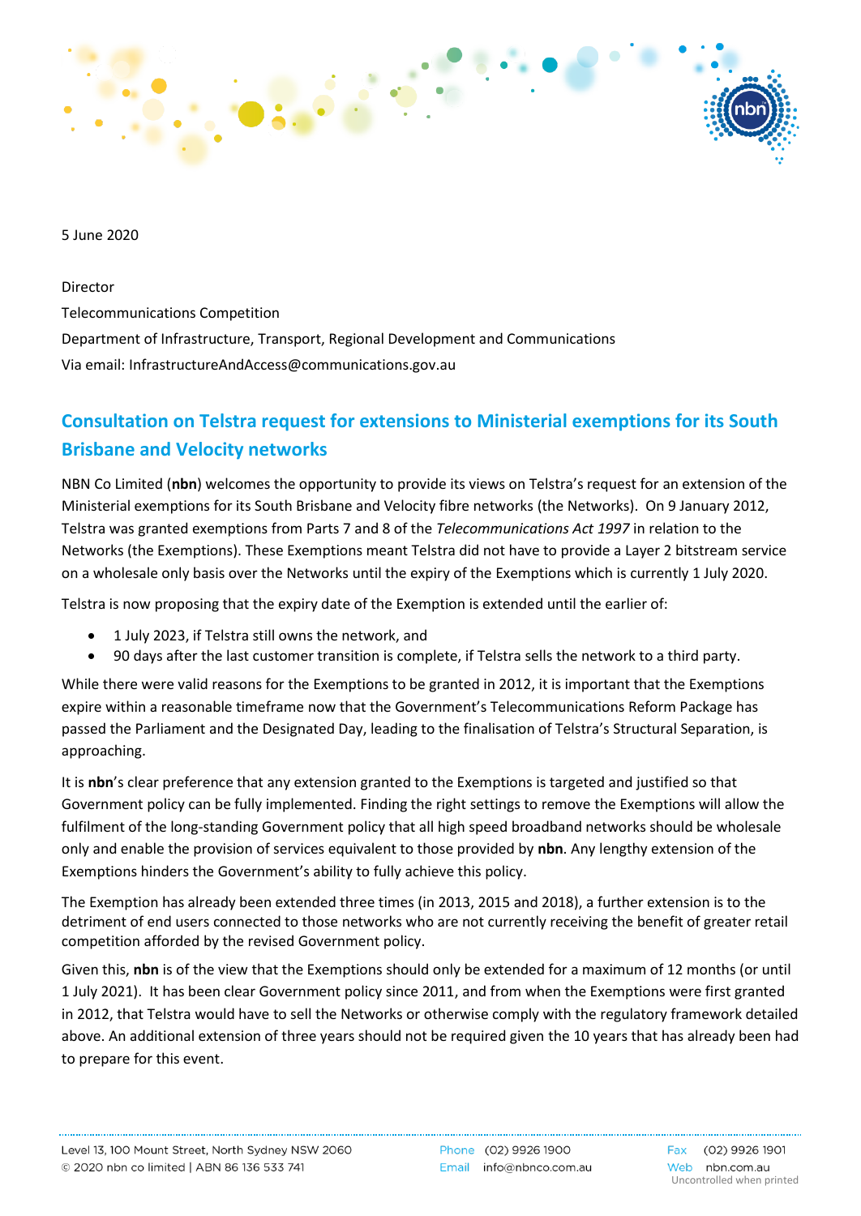5 June 2020

Director
Telecommunications Competition
Department of Infrastructure, Transport, Regional Development and Communications
Via email: InfrastructureAndAccess@communications.gov.au

## Consultation on Telstra request for extensions to Ministerial exemptions for its South Brisbane and Velocity networks

NBN Co Limited (**nbn**) welcomes the opportunity to provide its views on Telstra's request for an extension of the Ministerial exemptions for its South Brisbane and Velocity fibre networks (the Networks). On 9 January 2012, Telstra was granted exemptions from Parts 7 and 8 of the *Telecommunications Act 1997* in relation to the Networks (the Exemptions). These Exemptions meant Telstra did not have to provide a Layer 2 bitstream service on a wholesale only basis over the Networks until the expiry of the Exemptions which is currently 1 July 2020.

Telstra is now proposing that the expiry date of the Exemption is extended until the earlier of:

- 1 July 2023, if Telstra still owns the network, and
- 90 days after the last customer transition is complete, if Telstra sells the network to a third party.

While there were valid reasons for the Exemptions to be granted in 2012, it is important that the Exemptions expire within a reasonable timeframe now that the Government's Telecommunications Reform Package has passed the Parliament and the Designated Day, leading to the finalisation of Telstra's Structural Separation, is approaching.

It is **nbn**'s clear preference that any extension granted to the Exemptions is targeted and justified so that Government policy can be fully implemented. Finding the right settings to remove the Exemptions will allow the fulfilment of the long-standing Government policy that all high speed broadband networks should be wholesale only and enable the provision of services equivalent to those provided by **nbn**. Any lengthy extension of the Exemptions hinders the Government's ability to fully achieve this policy.

The Exemption has already been extended three times (in 2013, 2015 and 2018), a further extension is to the detriment of end users connected to those networks who are not currently receiving the benefit of greater retail competition afforded by the revised Government policy.

Given this, **nbn** is of the view that the Exemptions should only be extended for a maximum of 12 months (or until 1 July 2021). It has been clear Government policy since 2011, and from when the Exemptions were first granted in 2012, that Telstra would have to sell the Networks or otherwise comply with the regulatory framework detailed above. An additional extension of three years should not be required given the 10 years that has already been had to prepare for this event.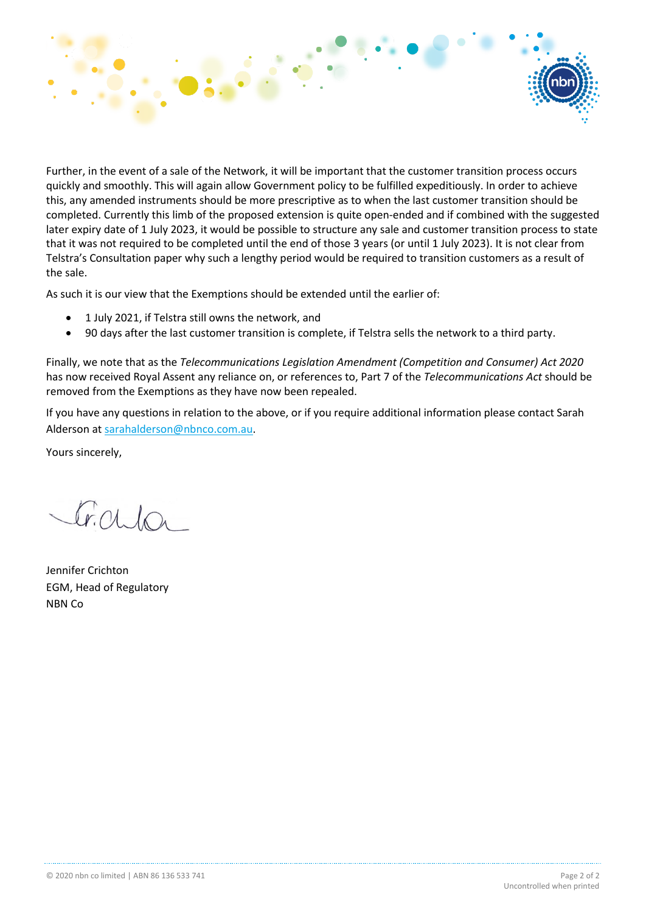Further, in the event of a sale of the Network, it will be important that the customer transition process occurs quickly and smoothly. This will again allow Government policy to be fulfilled expeditiously. In order to achieve this, any amended instruments should be more prescriptive as to when the last customer transition should be completed. Currently this limb of the proposed extension is quite open-ended and if combined with the suggested later expiry date of 1 July 2023, it would be possible to structure any sale and customer transition process to state that it was not required to be completed until the end of those 3 years (or until 1 July 2023). It is not clear from Telstra's Consultation paper why such a lengthy period would be required to transition customers as a result of the sale.

As such it is our view that the Exemptions should be extended until the earlier of:

- 1 July 2021, if Telstra still owns the network, and
- 90 days after the last customer transition is complete, if Telstra sells the network to a third party.

Finally, we note that as the *Telecommunications Legislation Amendment (Competition and Consumer) Act 2020* has now received Royal Assent any reliance on, or references to, Part 7 of the *Telecommunications Act* should be removed from the Exemptions as they have now been repealed.

If you have any questions in relation to the above, or if you require additional information please contact Sarah Alderson at sarahalderson@nbnco.com.au.

Yours sincerely,

Jennifer Crichton
EGM, Head of Regulatory
NBN Co

© 2020 nbn co limited | ABN 86 136 533 741

Uncontrolled when printed